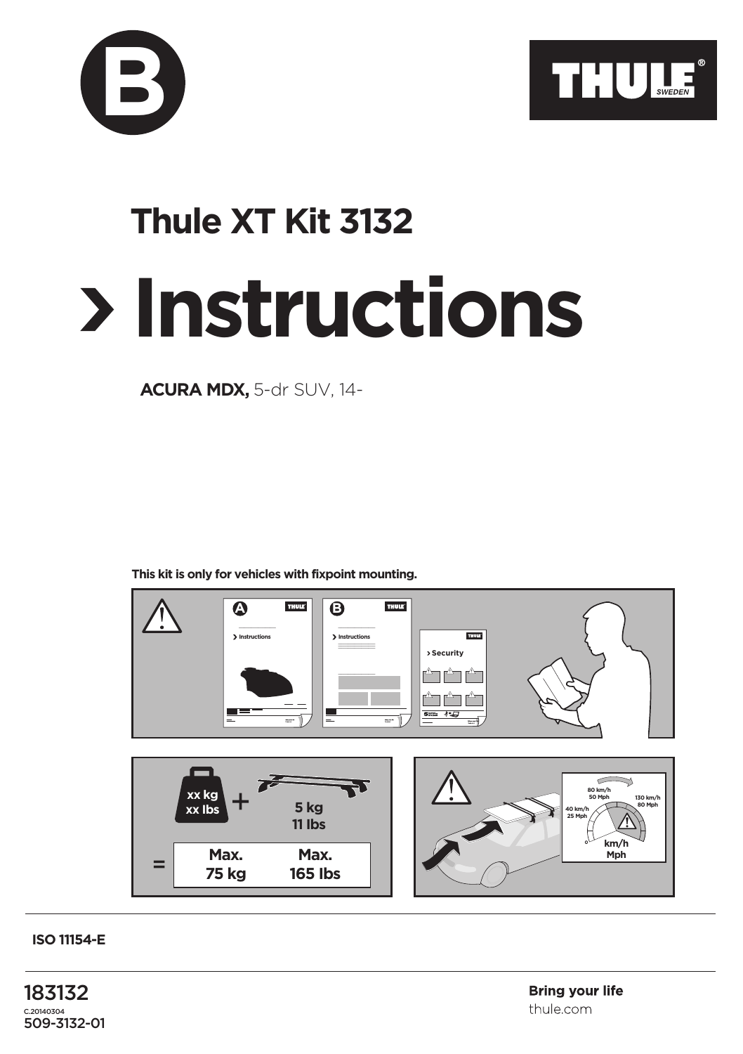B

THULE® SWEDEN

# Thule XT Kit 3132

# › Instructions

**ACURA MDX,** 5-dr SUV, 14-

**This kit is only for vehicles with fixpoint mounting.**

xx kg
xx lbs + 5 kg
11 lbs

= Max. 75 kg | Max. 165 lbs

80 km/h
50 Mph

40 km/h
25 Mph

130 km/h
80 Mph

km/h
Mph

**ISO 11154-E**

183132

C.20140304

509-3132-01

**Bring your life**

thule.com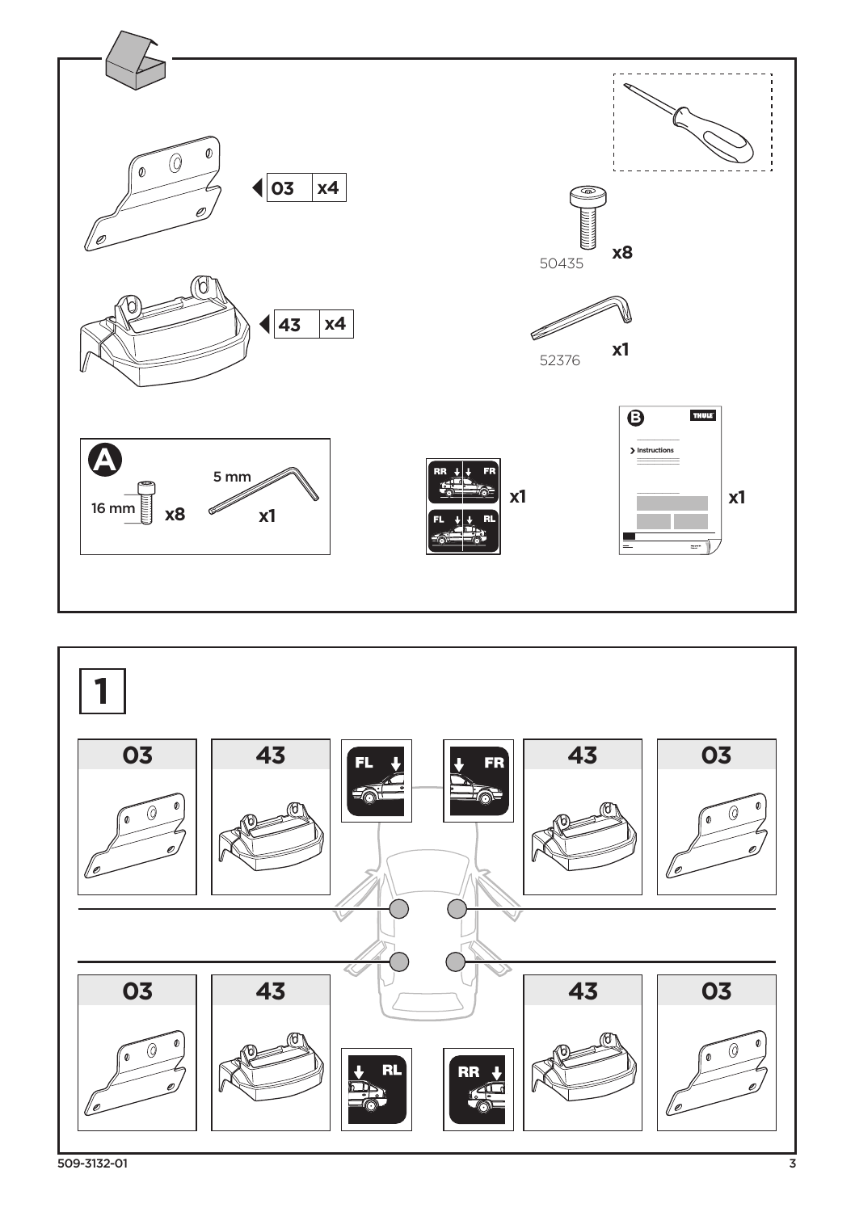03 x4

43 x4

50435 x8

52376 x1

A

16 mm x8

5 mm x1

RR FR

FL RL

x1

B

Instructions

x1

# 1

| 03 | 43 | FL | FR | 43 | 03 |
|---|---|---|---|---|---|
| 03 | 43 | RL | RR | 43 | 03 |

509-3132-01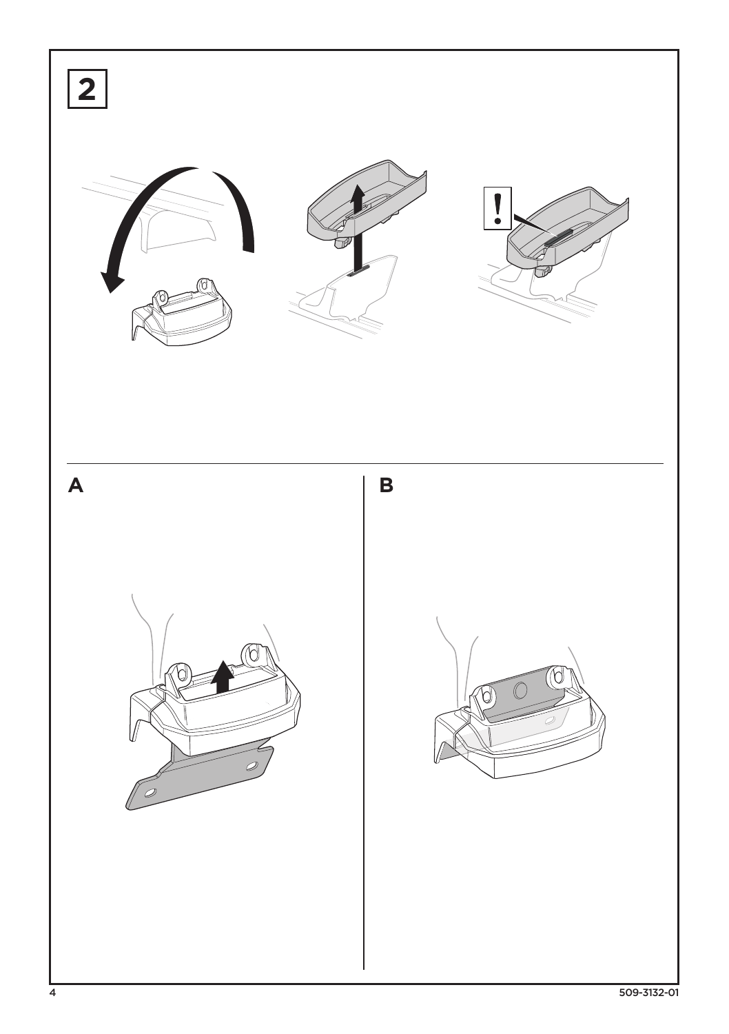**2**

**A**

**B**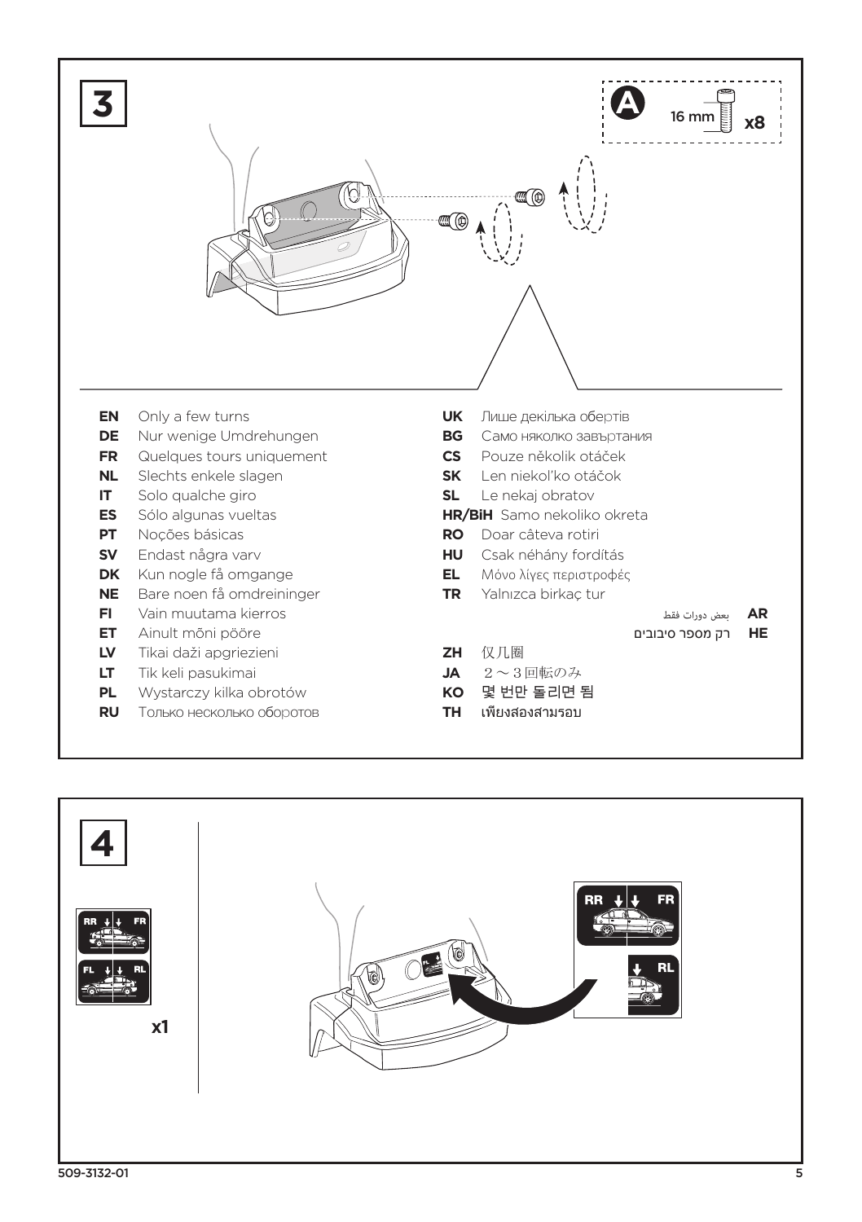**3**

**A** 16 mm **x8**

- **EN** Only a few turns
- **DE** Nur wenige Umdrehungen
- **FR** Quelques tours uniquement
- **NL** Slechts enkele slagen
- **IT** Solo qualche giro
- **ES** Sólo algunas vueltas
- **PT** Noções básicas
- **SV** Endast några varv
- **DK** Kun nogle få omgange
- **NE** Bare noen få omdreininger
- **FI** Vain muutama kierros
- **ET** Ainult mõni pööre
- **LV** Tikai daži apgriezieni
- **LT** Tik keli pasukimai
- **PL** Wystarczy kilka obrotów
- **RU** Только несколько оборотов
- **UK** Лише декілька обертів
- **BG** Само няколко завъртания
- **CS** Pouze několik otáček
- **SK** Len niekoľko otáčok
- **SL** Le nekaj obratov
- **HR/BiH** Samo nekoliko okreta
- **RO** Doar câteva rotiri
- **HU** Csak néhány fordítás
- **EL** Μόνο λίγες περιστροφές
- **TR** Yalnızca birkaç tur
- **AR** بعض دورات فقط
- **HE** רק מספר סיבובים
- **ZH** 仅几圈
- **JA** ２～３回転のみ
- **KO** 몇 번만 돌리면 됨
- **TH** เพียงสองสามรอบ

**4**

RR FR
FL RL

**x1**

RR FR
RL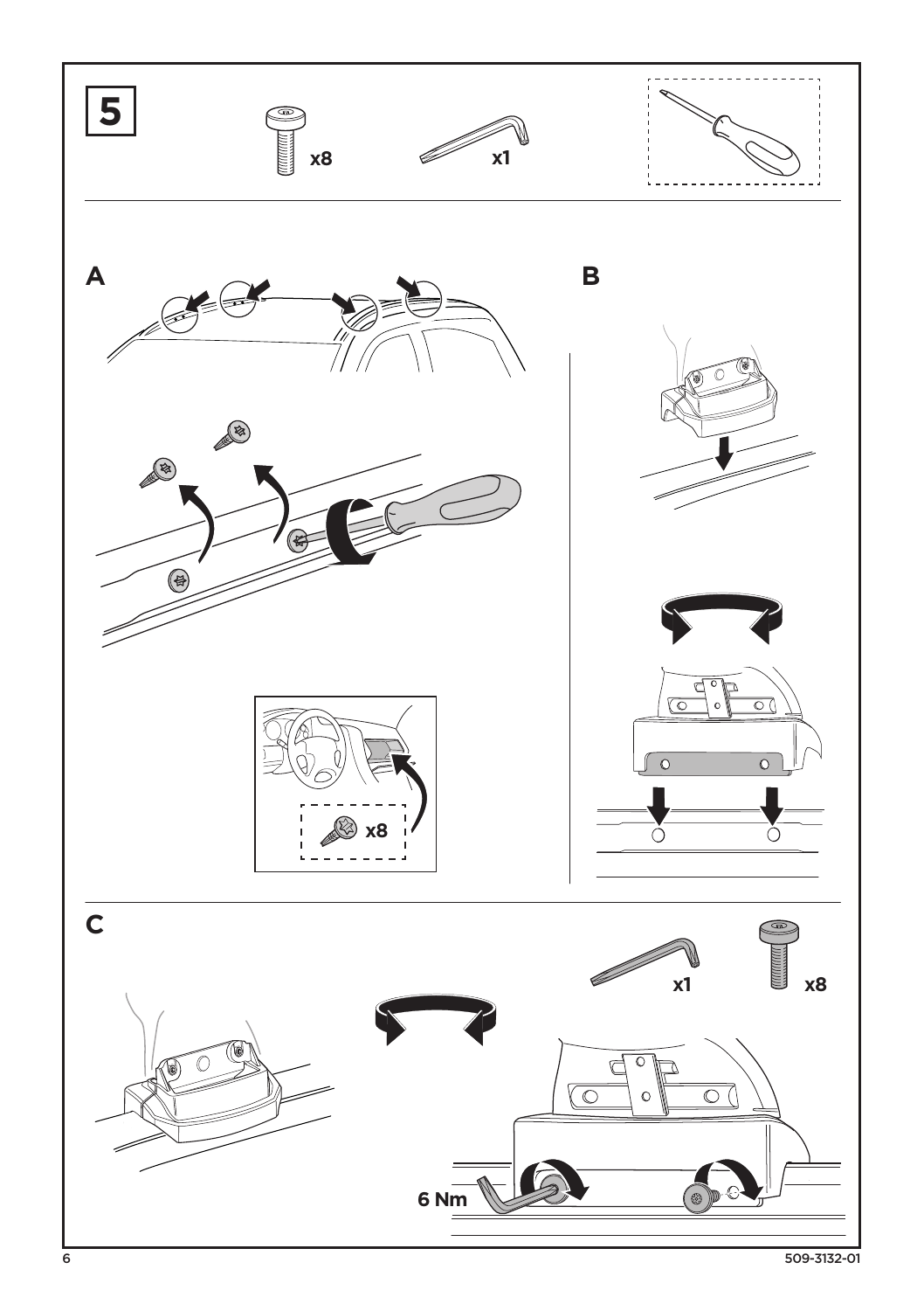# 5

x8

x1

## A

x8

## B

## C

x1

x8

6 Nm

509-3132-01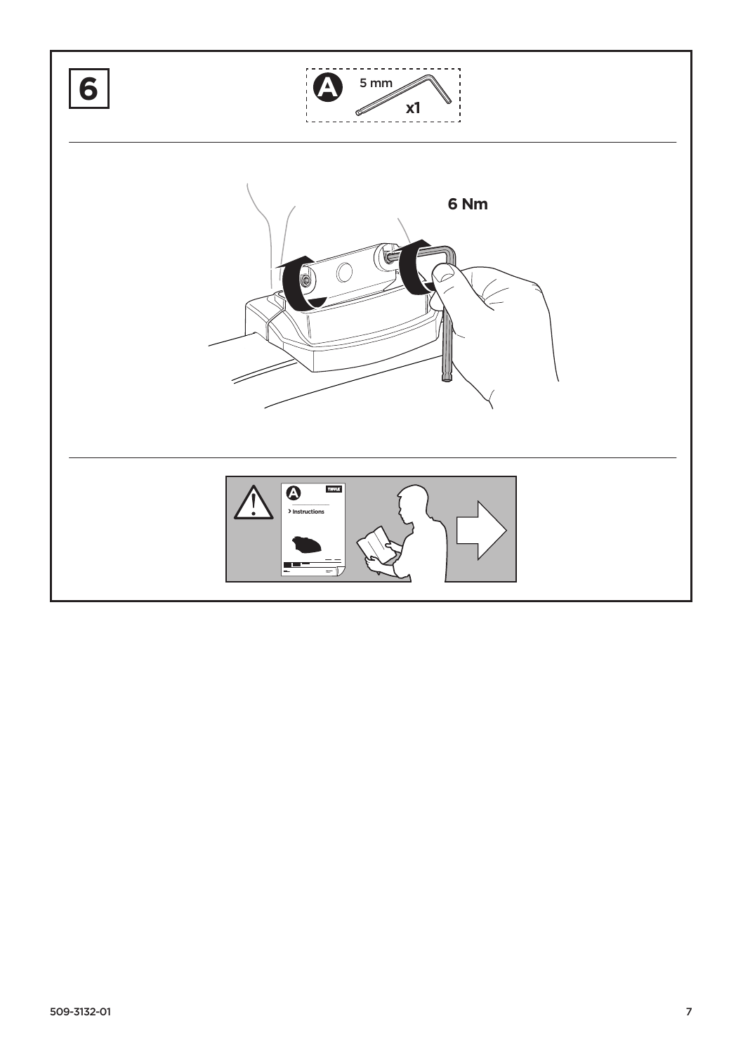**6**

**A** 5 mm **x1**

**6 Nm**

> Instructions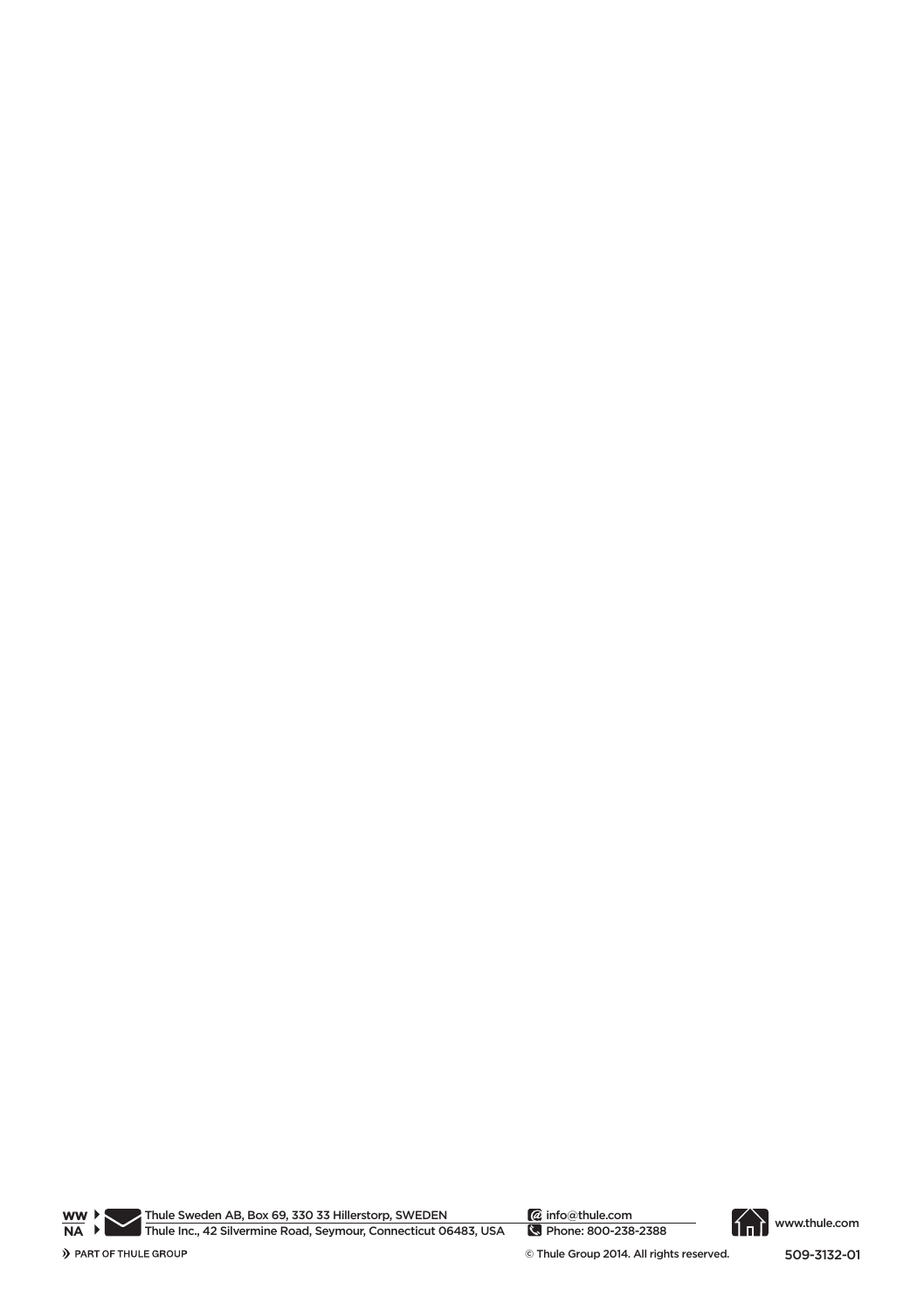WW Thule Sweden AB, Box 69, 330 33 Hillerstorp, SWEDEN

NA Thule Inc., 42 Silvermine Road, Seymour, Connecticut 06483, USA

info@thule.com

Phone: 800-238-2388

www.thule.com

PART OF THULE GROUP

© Thule Group 2014. All rights reserved.

509-3132-01